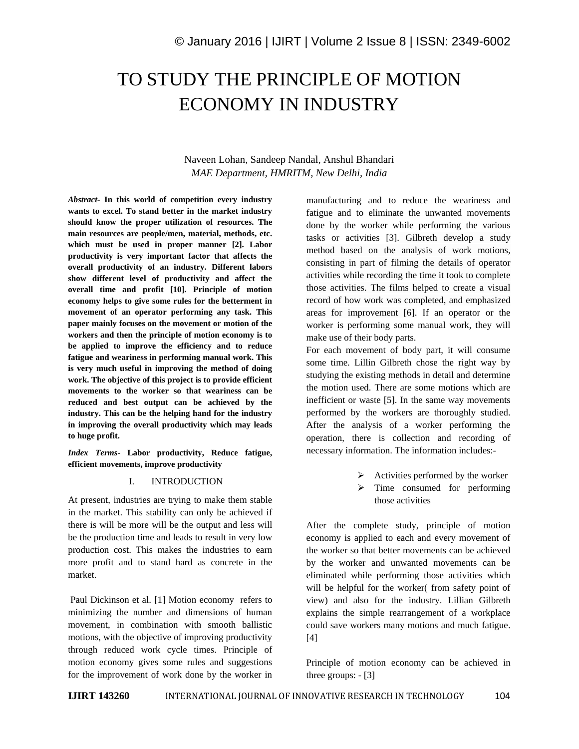# TO STUDY THE PRINCIPLE OF MOTION ECONOMY IN INDUSTRY

Naveen Lohan, Sandeep Nandal, Anshul Bhandari
*MAE Department, HMRITM, New Delhi, India*

***Abstract-*** **In this world of competition every industry wants to excel. To stand better in the market industry should know the proper utilization of resources. The main resources are people/men, material, methods, etc. which must be used in proper manner [2]. Labor productivity is very important factor that affects the overall productivity of an industry. Different labors show different level of productivity and affect the overall time and profit [10]. Principle of motion economy helps to give some rules for the betterment in movement of an operator performing any task. This paper mainly focuses on the movement or motion of the workers and then the principle of motion economy is to be applied to improve the efficiency and to reduce fatigue and weariness in performing manual work. This is very much useful in improving the method of doing work. The objective of this project is to provide efficient movements to the worker so that weariness can be reduced and best output can be achieved by the industry. This can be the helping hand for the industry in improving the overall productivity which may leads to huge profit.**

***Index Terms-*** **Labor productivity, Reduce fatigue, efficient movements, improve productivity**

## I. INTRODUCTION

At present, industries are trying to make them stable in the market. This stability can only be achieved if there is will be more will be the output and less will be the production time and leads to result in very low production cost. This makes the industries to earn more profit and to stand hard as concrete in the market.

Paul Dickinson et al. [1] Motion economy refers to minimizing the number and dimensions of human movement, in combination with smooth ballistic motions, with the objective of improving productivity through reduced work cycle times. Principle of motion economy gives some rules and suggestions for the improvement of work done by the worker in manufacturing and to reduce the weariness and fatigue and to eliminate the unwanted movements done by the worker while performing the various tasks or activities [3]. Gilbreth develop a study method based on the analysis of work motions, consisting in part of filming the details of operator activities while recording the time it took to complete those activities. The films helped to create a visual record of how work was completed, and emphasized areas for improvement [6]. If an operator or the worker is performing some manual work, they will make use of their body parts.

For each movement of body part, it will consume some time. Lillin Gilbreth chose the right way by studying the existing methods in detail and determine the motion used. There are some motions which are inefficient or waste [5]. In the same way movements performed by the workers are thoroughly studied. After the analysis of a worker performing the operation, there is collection and recording of necessary information. The information includes:-

- Activities performed by the worker
- Time consumed for performing those activities

After the complete study, principle of motion economy is applied to each and every movement of the worker so that better movements can be achieved by the worker and unwanted movements can be eliminated while performing those activities which will be helpful for the worker( from safety point of view) and also for the industry. Lillian Gilbreth explains the simple rearrangement of a workplace could save workers many motions and much fatigue. [4]

Principle of motion economy can be achieved in three groups: - [3]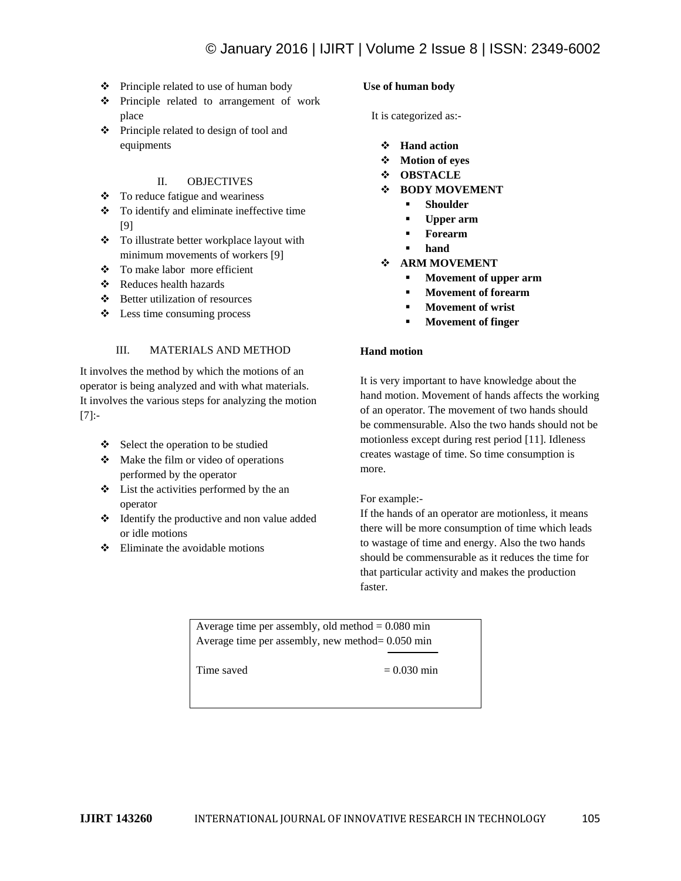- Principle related to use of human body
- Principle related to arrangement of work place
- Principle related to design of tool and equipments

## II. OBJECTIVES

- To reduce fatigue and weariness
- To identify and eliminate ineffective time [9]
- To illustrate better workplace layout with minimum movements of workers [9]
- To make labor more efficient
- Reduces health hazards
- Better utilization of resources
- Less time consuming process

## III. MATERIALS AND METHOD

It involves the method by which the motions of an operator is being analyzed and with what materials. It involves the various steps for analyzing the motion [7]:-

- Select the operation to be studied
- Make the film or video of operations performed by the operator
- List the activities performed by the an operator
- Identify the productive and non value added or idle motions
- Eliminate the avoidable motions

**Use of human body**

It is categorized as:-

- **Hand action**
- **Motion of eyes**
- **OBSTACLE**
- **BODY MOVEMENT**
  - **Shoulder**
  - **Upper arm**
  - **Forearm**
  - **hand**
- **ARM MOVEMENT**
  - **Movement of upper arm**
  - **Movement of forearm**
  - **Movement of wrist**
  - **Movement of finger**

**Hand motion**

It is very important to have knowledge about the hand motion. Movement of hands affects the working of an operator. The movement of two hands should be commensurable. Also the two hands should not be motionless except during rest period [11]. Idleness creates wastage of time. So time consumption is more.

For example:-

If the hands of an operator are motionless, it means there will be more consumption of time which leads to wastage of time and energy. Also the two hands should be commensurable as it reduces the time for that particular activity and makes the production faster.

| Average time per assembly, old method = 0.080 min |
|---|
| Average time per assembly, new method= 0.050 min |
| Time saved = 0.030 min |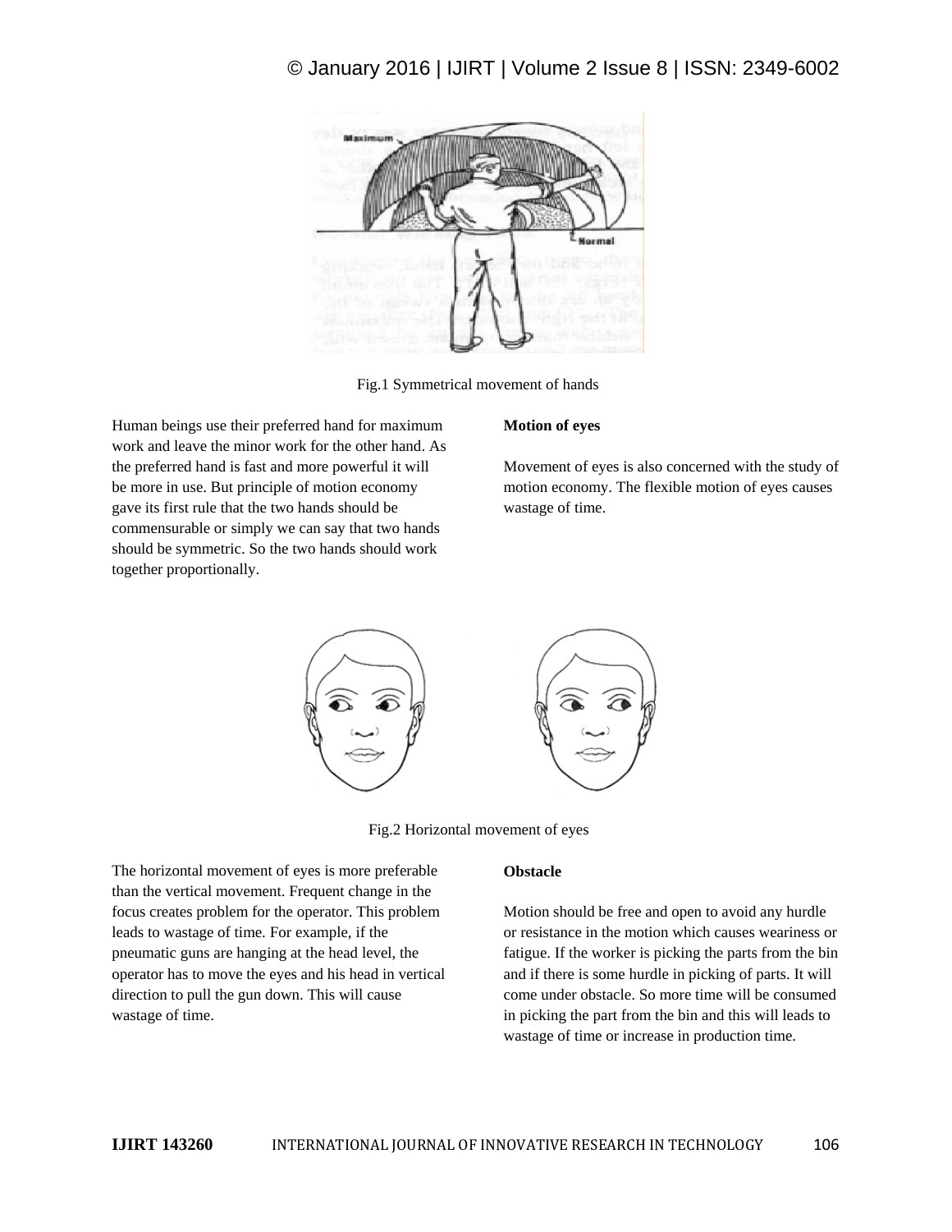Fig.1 Symmetrical movement of hands

Human beings use their preferred hand for maximum work and leave the minor work for the other hand. As the preferred hand is fast and more powerful it will be more in use. But principle of motion economy gave its first rule that the two hands should be commensurable or simply we can say that two hands should be symmetric. So the two hands should work together proportionally.

**Motion of eyes**

Movement of eyes is also concerned with the study of motion economy. The flexible motion of eyes causes wastage of time.

Fig.2 Horizontal movement of eyes

The horizontal movement of eyes is more preferable than the vertical movement. Frequent change in the focus creates problem for the operator. This problem leads to wastage of time. For example, if the pneumatic guns are hanging at the head level, the operator has to move the eyes and his head in vertical direction to pull the gun down. This will cause wastage of time.

**Obstacle**

Motion should be free and open to avoid any hurdle or resistance in the motion which causes weariness or fatigue. If the worker is picking the parts from the bin and if there is some hurdle in picking of parts. It will come under obstacle. So more time will be consumed in picking the part from the bin and this will leads to wastage of time or increase in production time.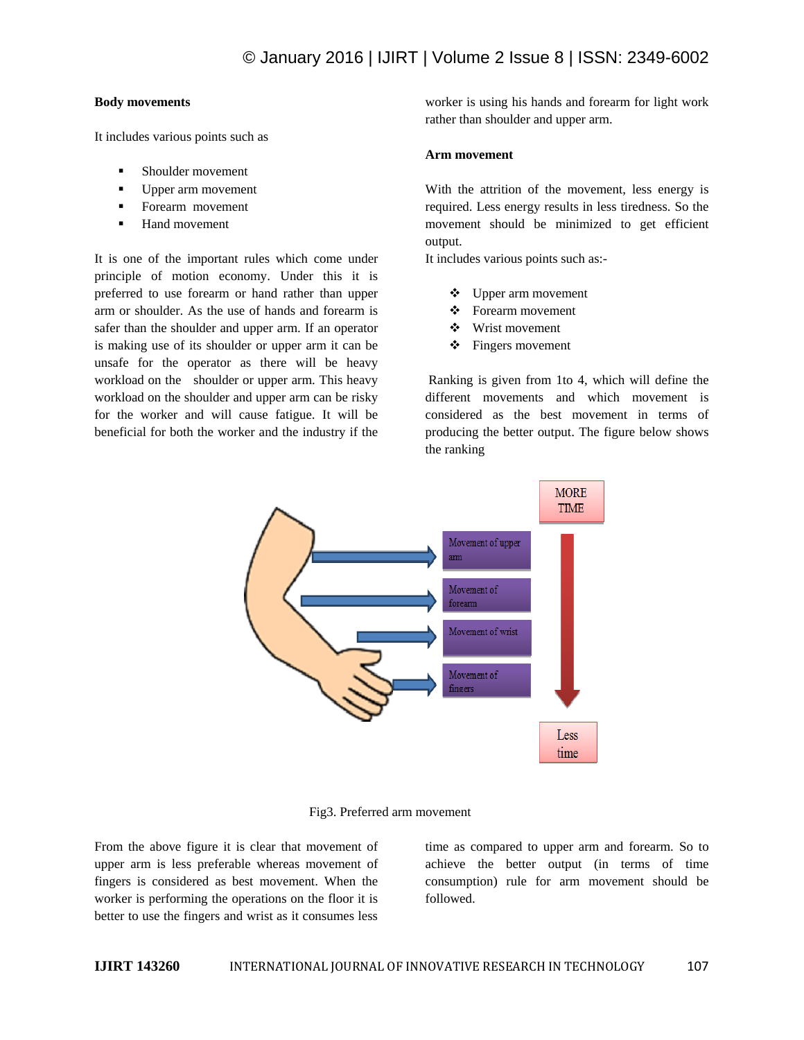**Body movements**

It includes various points such as

- Shoulder movement
- Upper arm movement
- Forearm movement
- Hand movement

It is one of the important rules which come under principle of motion economy. Under this it is preferred to use forearm or hand rather than upper arm or shoulder. As the use of hands and forearm is safer than the shoulder and upper arm. If an operator is making use of its shoulder or upper arm it can be unsafe for the operator as there will be heavy workload on the shoulder or upper arm. This heavy workload on the shoulder and upper arm can be risky for the worker and will cause fatigue. It will be beneficial for both the worker and the industry if the worker is using his hands and forearm for light work rather than shoulder and upper arm.

**Arm movement**

With the attrition of the movement, less energy is required. Less energy results in less tiredness. So the movement should be minimized to get efficient output.
It includes various points such as:-

- Upper arm movement
- Forearm movement
- Wrist movement
- Fingers movement

Ranking is given from 1to 4, which will define the different movements and which movement is considered as the best movement in terms of producing the better output. The figure below shows the ranking

MORE TIME

Movement of upper arm

Movement of forearm

Movement of wrist

Movement of fingers

Less time

Fig3. Preferred arm movement

From the above figure it is clear that movement of upper arm is less preferable whereas movement of fingers is considered as best movement. When the worker is performing the operations on the floor it is better to use the fingers and wrist as it consumes less time as compared to upper arm and forearm. So to achieve the better output (in terms of time consumption) rule for arm movement should be followed.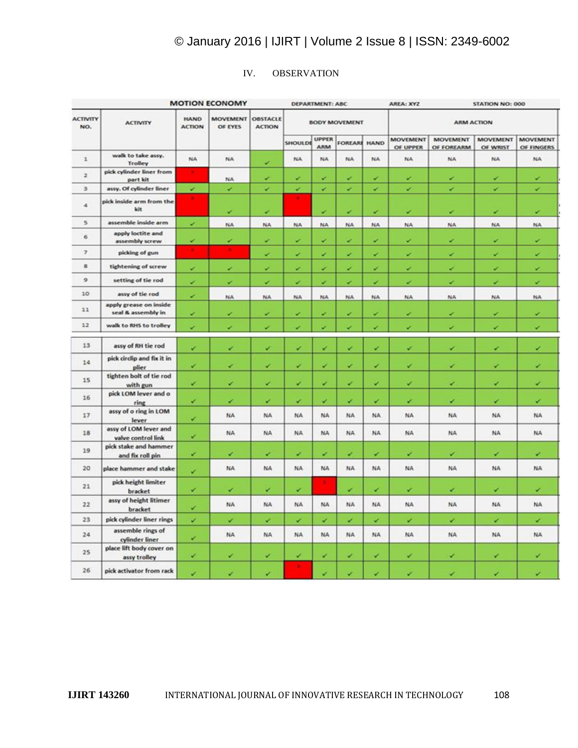## IV. OBSERVATION

| MOTION ECONOMY | | | | | DEPARTMENT: ABC | | | | AREA: XYZ | | STATION NO: 000 | |
|---|---|---|---|---|---|---|---|---|---|---|---|---|
| ACTIVITY NO. | ACTIVITY | HAND ACTION | MOVEMENT OF EYES | OBSTACLE ACTION | BODY MOVEMENT | | | | ARM ACTION | | | |
| | | | | | SHOULDER | UPPER ARM | FOREARM | HAND | MOVEMENT OF UPPER | MOVEMENT OF FOREARM | MOVEMENT OF WRIST | MOVEMENT OF FINGERS |
| 1 | walk to take assy. Trolley | NA | NA | ✓ | NA | NA | NA | NA | NA | NA | NA | NA |
| 2 | pick cylinder liner from part kit | x | NA | ✓ | ✓ | ✓ | ✓ | ✓ | ✓ | ✓ | ✓ | ✓ |
| 3 | assy. Of cylinder liner | ✓ | ✓ | ✓ | ✓ | ✓ | ✓ | ✓ | ✓ | ✓ | ✓ | ✓ |
| 4 | pick inside arm from the kit | x | ✓ | ✓ | x | ✓ | ✓ | ✓ | ✓ | ✓ | ✓ | ✓ |
| 5 | assemble inside arm | ✓ | NA | NA | NA | NA | NA | NA | NA | NA | NA | NA |
| 6 | apply loctite and assembly screw | ✓ | ✓ | ✓ | ✓ | ✓ | ✓ | ✓ | ✓ | ✓ | ✓ | ✓ |
| 7 | picking of gun | x | x | ✓ | ✓ | ✓ | ✓ | ✓ | ✓ | ✓ | ✓ | ✓ |
| 8 | tightening of screw | ✓ | ✓ | ✓ | ✓ | ✓ | ✓ | ✓ | ✓ | ✓ | ✓ | ✓ |
| 9 | setting of tie rod | ✓ | ✓ | ✓ | ✓ | ✓ | ✓ | ✓ | ✓ | ✓ | ✓ | ✓ |
| 10 | assy of tie rod | ✓ | NA | NA | NA | NA | NA | NA | NA | NA | NA | NA |
| 11 | apply grease on inside seal & assembly in | ✓ | ✓ | ✓ | ✓ | ✓ | ✓ | ✓ | ✓ | ✓ | ✓ | ✓ |
| 12 | walk to RHS to trolley | ✓ | ✓ | ✓ | ✓ | ✓ | ✓ | ✓ | ✓ | ✓ | ✓ | ✓ |
| 13 | assy of RH tie rod | ✓ | ✓ | ✓ | ✓ | ✓ | ✓ | ✓ | ✓ | ✓ | ✓ | ✓ |
| 14 | pick circlip and fix it in plier | ✓ | ✓ | ✓ | ✓ | ✓ | ✓ | ✓ | ✓ | ✓ | ✓ | ✓ |
| 15 | tighten bolt of tie rod with gun | ✓ | ✓ | ✓ | ✓ | ✓ | ✓ | ✓ | ✓ | ✓ | ✓ | ✓ |
| 16 | pick LOM lever and o ring | ✓ | ✓ | ✓ | ✓ | ✓ | ✓ | ✓ | ✓ | ✓ | ✓ | ✓ |
| 17 | assy of o ring in LOM lever | ✓ | NA | NA | NA | NA | NA | NA | NA | NA | NA | NA |
| 18 | assy of LOM lever and valve control link | ✓ | NA | NA | NA | NA | NA | NA | NA | NA | NA | NA |
| 19 | pick stake and hammer and fix roll pin | ✓ | ✓ | ✓ | ✓ | ✓ | ✓ | ✓ | ✓ | ✓ | ✓ | ✓ |
| 20 | place hammer and stake | ✓ | NA | NA | NA | NA | NA | NA | NA | NA | NA | NA |
| 21 | pick height limiter bracket | ✓ | ✓ | ✓ | ✓ | x | ✓ | ✓ | ✓ | ✓ | ✓ | ✓ |
| 22 | assy of height litimer bracket | ✓ | NA | NA | NA | NA | NA | NA | NA | NA | NA | NA |
| 23 | pick cylinder liner rings | ✓ | ✓ | ✓ | ✓ | ✓ | ✓ | ✓ | ✓ | ✓ | ✓ | ✓ |
| 24 | assemble rings of cylinder liner | ✓ | NA | NA | NA | NA | NA | NA | NA | NA | NA | NA |
| 25 | place lift body cover on assy trolley | ✓ | ✓ | ✓ | ✓ | ✓ | ✓ | ✓ | ✓ | ✓ | ✓ | ✓ |
| 26 | pick activator from rack | ✓ | ✓ | ✓ | x | ✓ | ✓ | ✓ | ✓ | ✓ | ✓ | ✓ |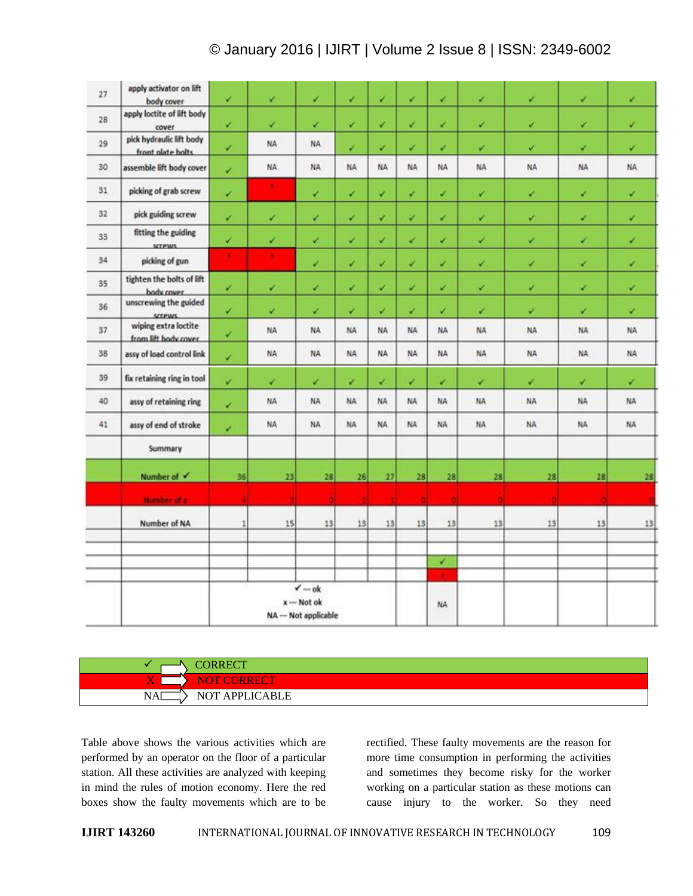| 27 | apply activator on lift body cover | ✓ | ✓ | ✓ | ✓ | ✓ | ✓ | ✓ | ✓ | ✓ | ✓ | ✓ |
|---|---|---|---|---|---|---|---|---|---|---|---|---|
| 28 | apply loctite of lift body cover | ✓ | ✓ | ✓ | ✓ | ✓ | ✓ | ✓ | ✓ | ✓ | ✓ | ✓ |
| 29 | pick hydraulic lift body front plate bolts | ✓ | NA | NA | ✓ | ✓ | ✓ | ✓ | ✓ | ✓ | ✓ | ✓ |
| 30 | assemble lift body cover | ✓ | NA | NA | NA | NA | NA | NA | NA | NA | NA | NA |
| 31 | picking of grab screw | ✓ | x | ✓ | ✓ | ✓ | ✓ | ✓ | ✓ | ✓ | ✓ | ✓ |
| 32 | pick guiding screw | ✓ | ✓ | ✓ | ✓ | ✓ | ✓ | ✓ | ✓ | ✓ | ✓ | ✓ |
| 33 | fitting the guiding screws | ✓ | ✓ | ✓ | ✓ | ✓ | ✓ | ✓ | ✓ | ✓ | ✓ | ✓ |
| 34 | picking of gun | x | x | ✓ | ✓ | ✓ | ✓ | ✓ | ✓ | ✓ | ✓ | ✓ |
| 35 | tighten the bolts of lift body cover | ✓ | ✓ | ✓ | ✓ | ✓ | ✓ | ✓ | ✓ | ✓ | ✓ | ✓ |
| 36 | unscrewing the guided screws | ✓ | ✓ | ✓ | ✓ | ✓ | ✓ | ✓ | ✓ | ✓ | ✓ | ✓ |
| 37 | wiping extra loctite from lift body cover | ✓ | NA | NA | NA | NA | NA | NA | NA | NA | NA | NA |
| 38 | assy of load control link | ✓ | NA | NA | NA | NA | NA | NA | NA | NA | NA | NA |
| 39 | fix retaining ring in tool | ✓ | ✓ | ✓ | ✓ | ✓ | ✓ | ✓ | ✓ | ✓ | ✓ | ✓ |
| 40 | assy of retaining ring | ✓ | NA | NA | NA | NA | NA | NA | NA | NA | NA | NA |
| 41 | assy of end of stroke | ✓ | NA | NA | NA | NA | NA | NA | NA | NA | NA | NA |
| | Summary | | | | | | | | | | | |
| | Number of ✓ | 36 | 23 | 28 | 26 | 27 | 28 | 28 | 28 | 28 | 28 | 28 |
| | Number of x | 4 | 3 | 0 | 2 | 1 | 0 | 0 | 0 | 0 | 0 | 0 |
| | Number of NA | 1 | 15 | 13 | 13 | 13 | 13 | 13 | 13 | 13 | 13 | 13 |

✓ — ok
x — Not ok
NA — Not applicable

| Symbol | Meaning |
|---|---|
| ✓ | CORRECT |
| X | NOT CORRECT |
| NA | NOT APPLICABLE |

Table above shows the various activities which are performed by an operator on the floor of a particular station. All these activities are analyzed with keeping in mind the rules of motion economy. Here the red boxes show the faulty movements which are to be rectified. These faulty movements are the reason for more time consumption in performing the activities and sometimes they become risky for the worker working on a particular station as these motions can cause injury to the worker. So they need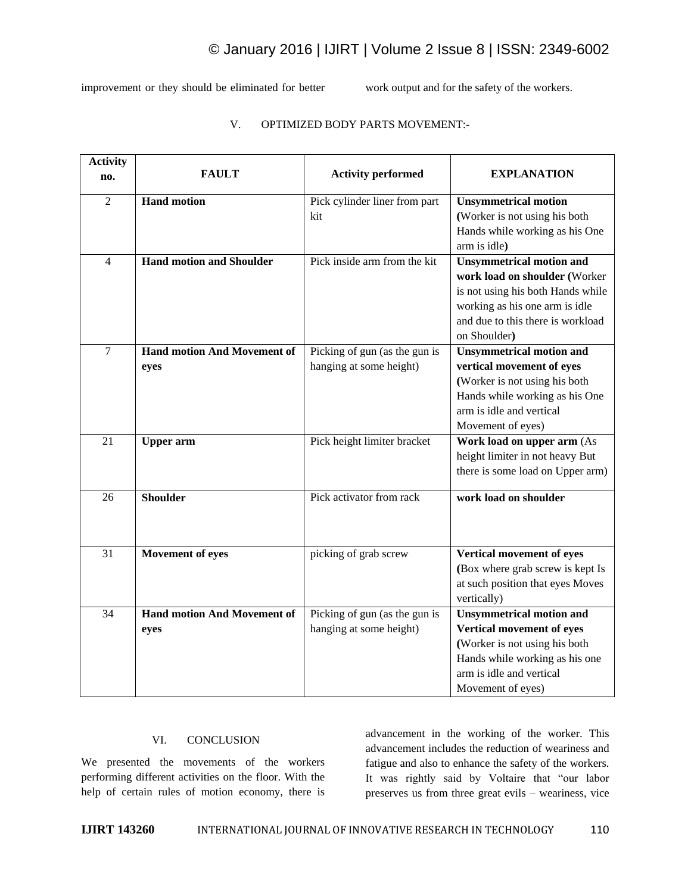improvement or they should be eliminated for better work output and for the safety of the workers.

## V. OPTIMIZED BODY PARTS MOVEMENT:-

| Activity no. | FAULT | Activity performed | EXPLANATION |
|---|---|---|---|
| 2 | **Hand motion** | Pick cylinder liner from part kit | **Unsymmetrical motion (**Worker is not using his both Hands while working as his One arm is idle**)** |
| 4 | **Hand motion and Shoulder** | Pick inside arm from the kit | **Unsymmetrical motion and work load on shoulder (**Worker is not using his both Hands while working as his one arm is idle and due to this there is workload on Shoulder**)** |
| 7 | **Hand motion And Movement of eyes** | Picking of gun (as the gun is hanging at some height) | **Unsymmetrical motion and vertical movement of eyes (**Worker is not using his both Hands while working as his One arm is idle and vertical Movement of eyes) |
| 21 | **Upper arm** | Pick height limiter bracket | **Work load on upper arm** (As height limiter in not heavy But there is some load on Upper arm) |
| 26 | **Shoulder** | Pick activator from rack | **work load on shoulder** |
| 31 | **Movement of eyes** | picking of grab screw | **Vertical movement of eyes (**Box where grab screw is kept Is at such position that eyes Moves vertically) |
| 34 | **Hand motion And Movement of eyes** | Picking of gun (as the gun is hanging at some height) | **Unsymmetrical motion and Vertical movement of eyes (**Worker is not using his both Hands while working as his one arm is idle and vertical Movement of eyes) |

## VI. CONCLUSION

We presented the movements of the workers performing different activities on the floor. With the help of certain rules of motion economy, there is advancement in the working of the worker. This advancement includes the reduction of weariness and fatigue and also to enhance the safety of the workers. It was rightly said by Voltaire that "our labor preserves us from three great evils – weariness, vice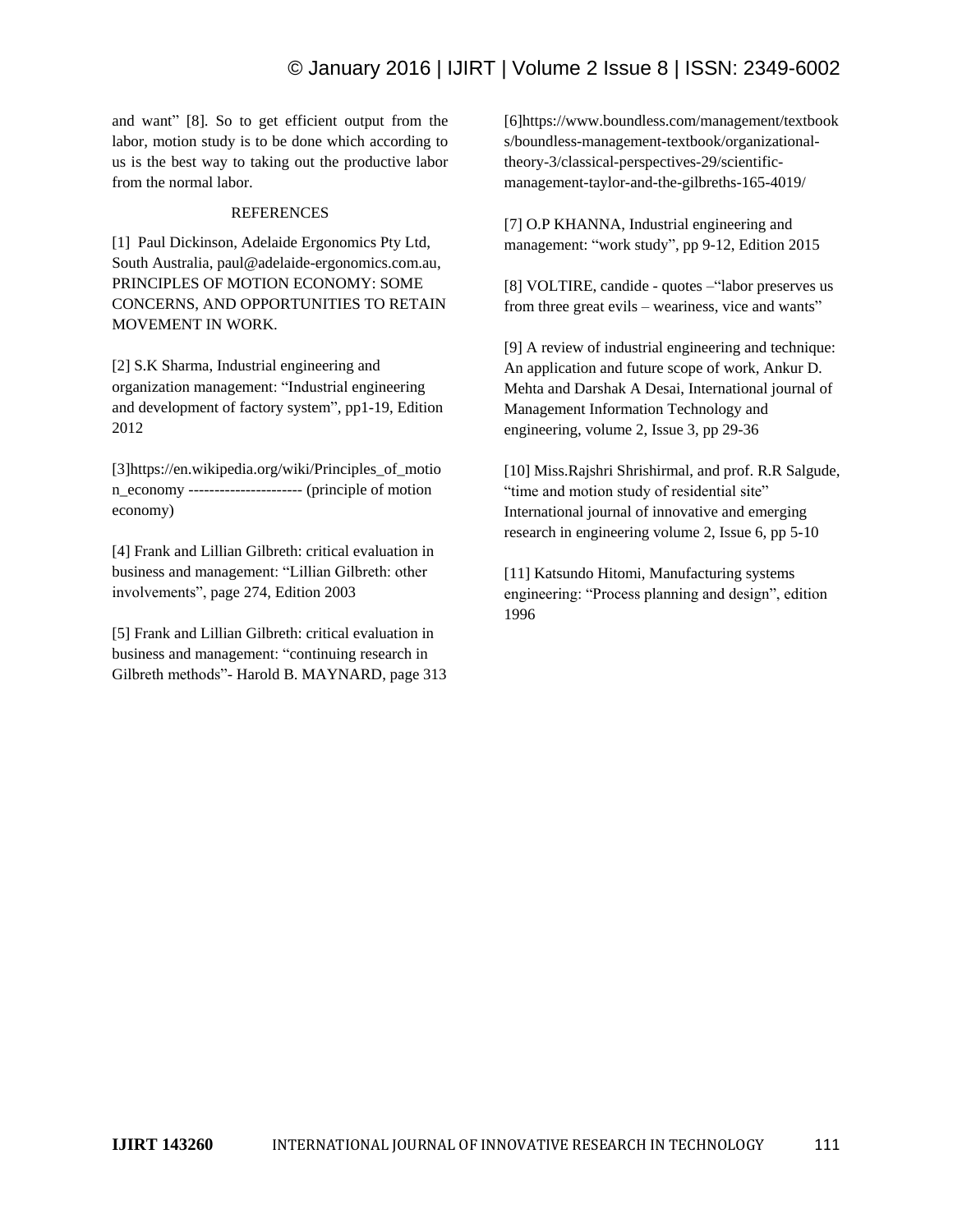and want" [8]. So to get efficient output from the labor, motion study is to be done which according to us is the best way to taking out the productive labor from the normal labor.

## REFERENCES

[1] Paul Dickinson, Adelaide Ergonomics Pty Ltd, South Australia, paul@adelaide-ergonomics.com.au, PRINCIPLES OF MOTION ECONOMY: SOME CONCERNS, AND OPPORTUNITIES TO RETAIN MOVEMENT IN WORK.

[2] S.K Sharma, Industrial engineering and organization management: "Industrial engineering and development of factory system", pp1-19, Edition 2012

[3]https://en.wikipedia.org/wiki/Principles_of_motion_economy ---------------------- (principle of motion economy)

[4] Frank and Lillian Gilbreth: critical evaluation in business and management: "Lillian Gilbreth: other involvements", page 274, Edition 2003

[5] Frank and Lillian Gilbreth: critical evaluation in business and management: "continuing research in Gilbreth methods"- Harold B. MAYNARD, page 313

[6]https://www.boundless.com/management/textbooks/boundless-management-textbook/organizational-theory-3/classical-perspectives-29/scientific-management-taylor-and-the-gilbreths-165-4019/

[7] O.P KHANNA, Industrial engineering and management: "work study", pp 9-12, Edition 2015

[8] VOLTIRE, candide - quotes –"labor preserves us from three great evils – weariness, vice and wants"

[9] A review of industrial engineering and technique: An application and future scope of work, Ankur D. Mehta and Darshak A Desai, International journal of Management Information Technology and engineering, volume 2, Issue 3, pp 29-36

[10] Miss.Rajshri Shrishirmal, and prof. R.R Salgude, "time and motion study of residential site" International journal of innovative and emerging research in engineering volume 2, Issue 6, pp 5-10

[11] Katsundo Hitomi, Manufacturing systems engineering: "Process planning and design", edition 1996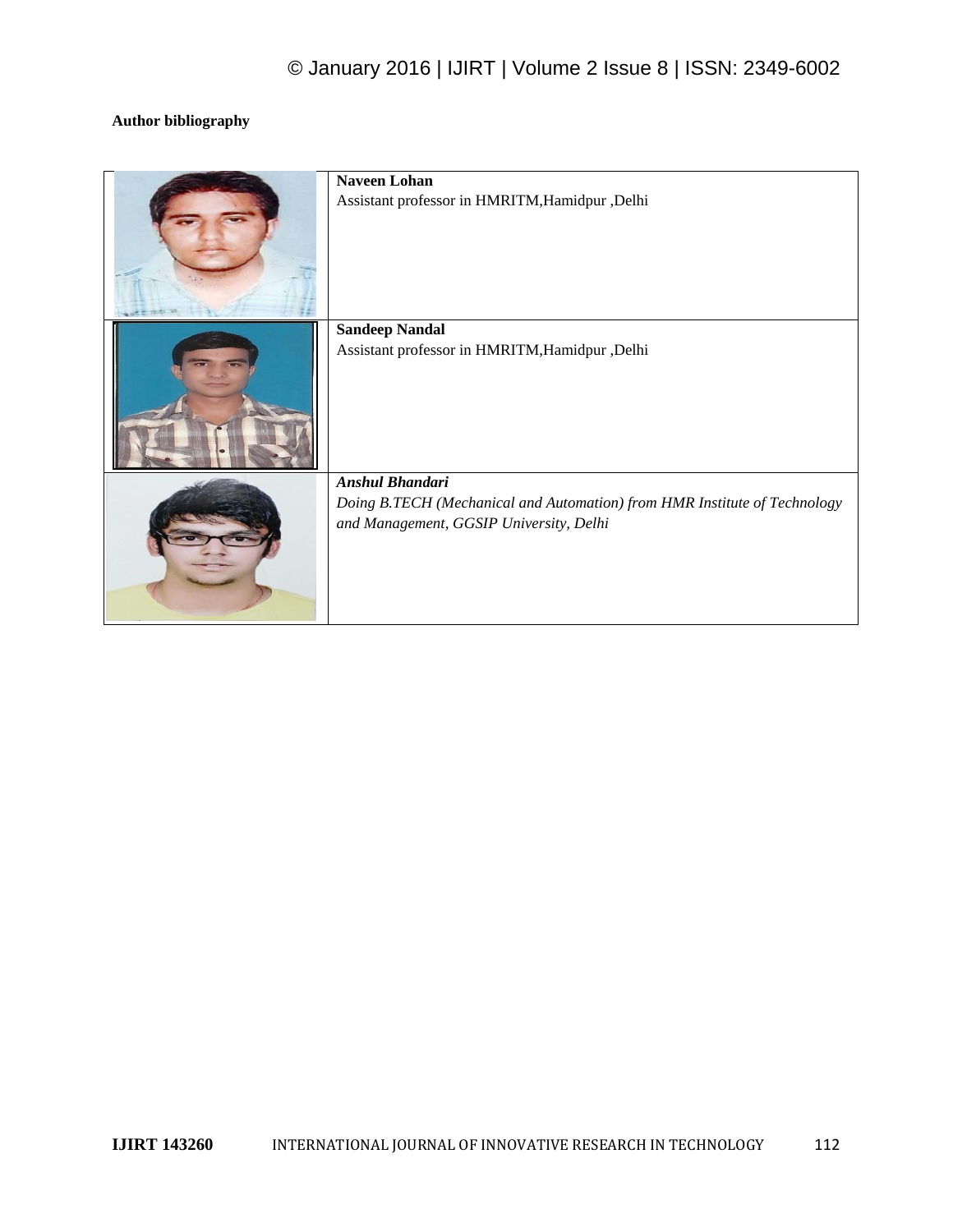**Author bibliography**

| | |
|---|---|
| | **Naveen Lohan**<br>Assistant professor in HMRITM,Hamidpur ,Delhi |
| | **Sandeep Nandal**<br>Assistant professor in HMRITM,Hamidpur ,Delhi |
| | ***Anshul Bhandari***<br>*Doing B.TECH (Mechanical and Automation) from HMR Institute of Technology and Management, GGSIP University, Delhi* |